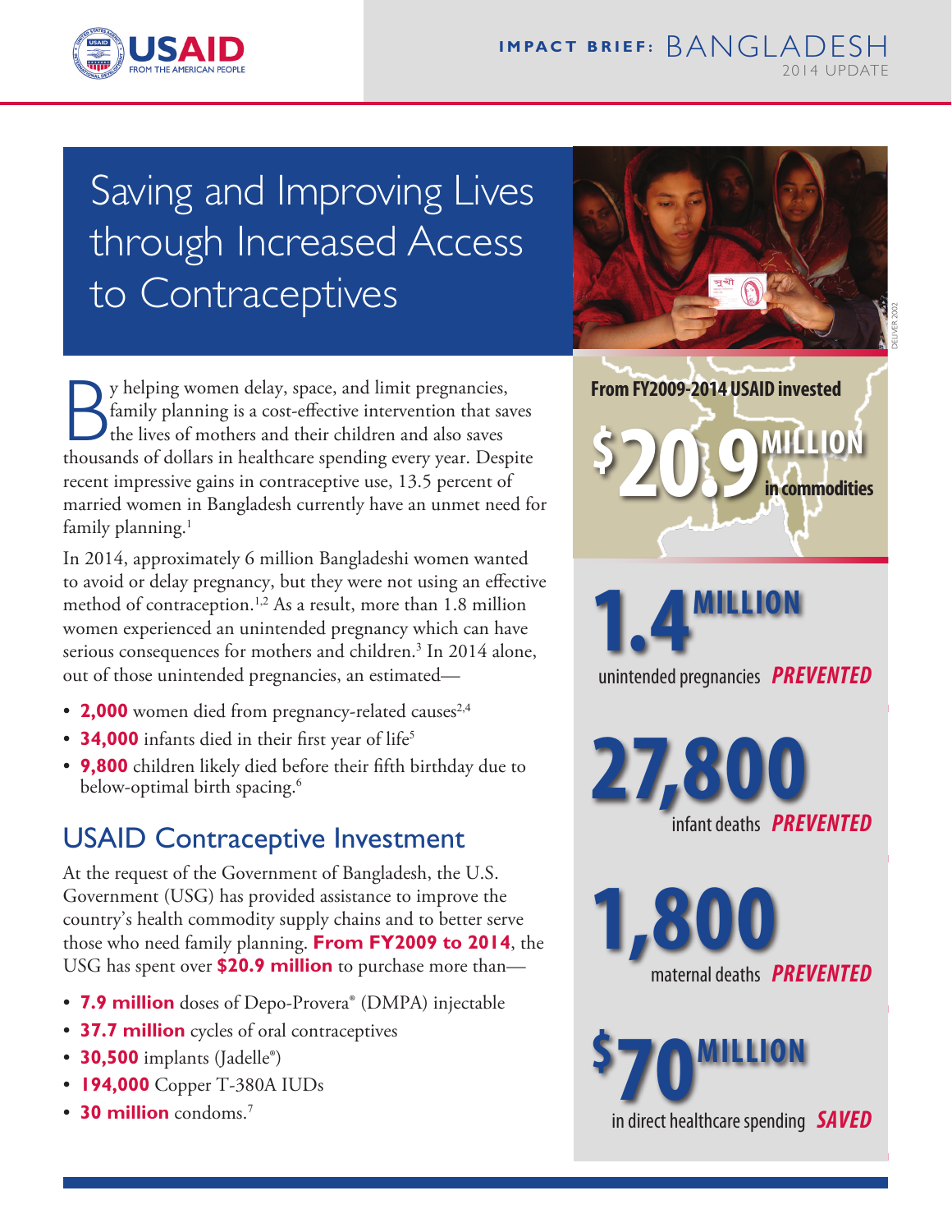IMPACT BRIEF: BANGLADESH
2014 UPDATE

# Saving and Improving Lives through Increased Access to Contraceptives

By helping women delay, space, and limit pregnancies, family planning is a cost-effective intervention that saves the lives of mothers and their children and also saves thousands of dollars in healthcare spending every year. Despite recent impressive gains in contraceptive use, 13.5 percent of married women in Bangladesh currently have an unmet need for family planning.[1]

In 2014, approximately 6 million Bangladeshi women wanted to avoid or delay pregnancy, but they were not using an effective method of contraception.[1,2] As a result, more than 1.8 million women experienced an unintended pregnancy which can have serious consequences for mothers and children.[3] In 2014 alone, out of those unintended pregnancies, an estimated—

- **2,000** women died from pregnancy-related causes[2,4]
- **34,000** infants died in their first year of life[5]
- **9,800** children likely died before their fifth birthday due to below-optimal birth spacing.[6]

## USAID Contraceptive Investment

At the request of the Government of Bangladesh, the U.S. Government (USG) has provided assistance to improve the country's health commodity supply chains and to better serve those who need family planning. **From FY2009 to 2014**, the USG has spent over **$20.9 million** to purchase more than—

- **7.9 million** doses of Depo-Provera® (DMPA) injectable
- **37.7 million** cycles of oral contraceptives
- **30,500** implants (Jadelle®)
- **194,000** Copper T-380A IUDs
- **30 million** condoms.[7]

From FY2009-2014 USAID invested **$20.9 MILLION** in commodities

**1.4 MILLION** unintended pregnancies ***PREVENTED***

**27,800** infant deaths ***PREVENTED***

**1,800** maternal deaths ***PREVENTED***

**$70 MILLION** in direct healthcare spending ***SAVED***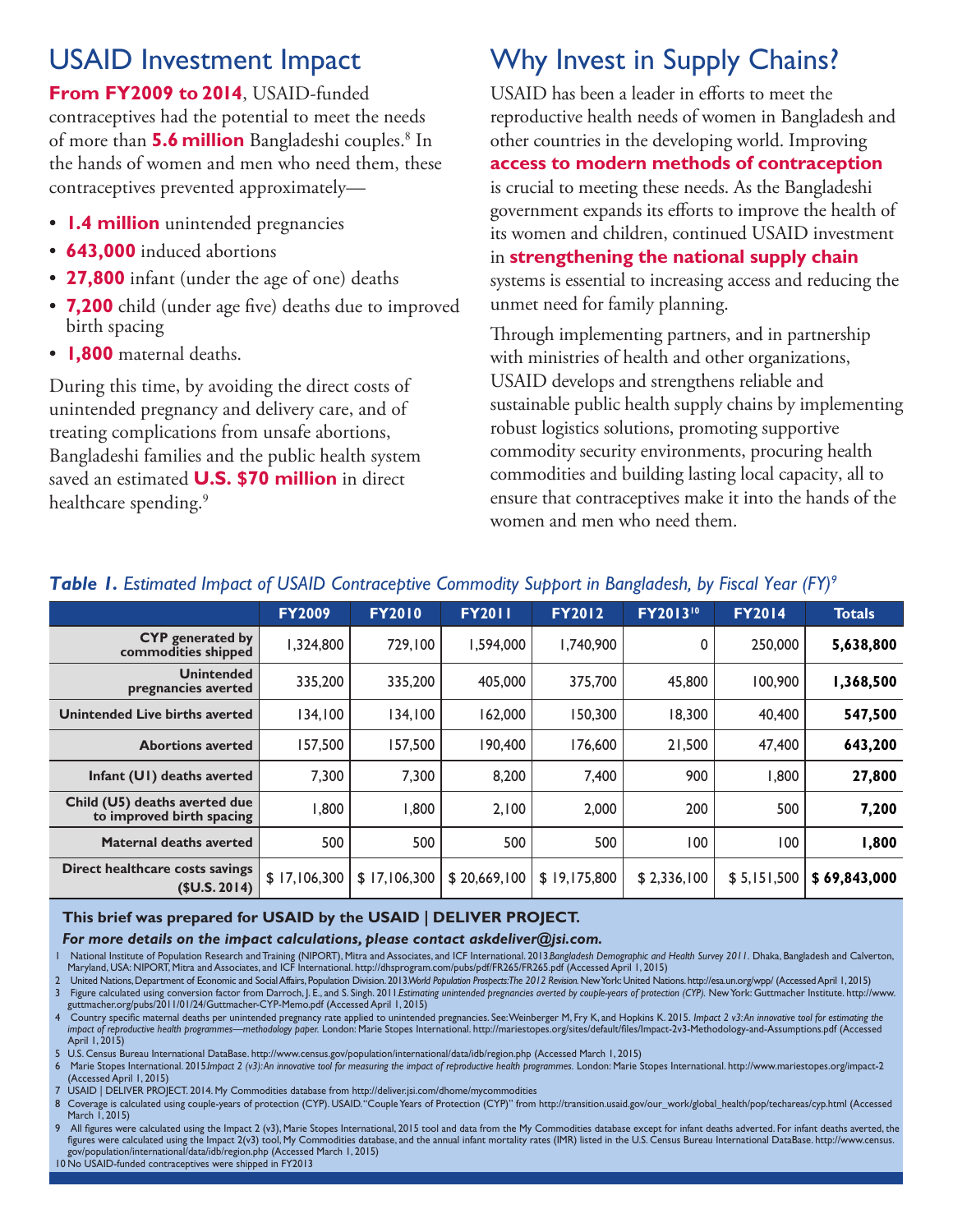## USAID Investment Impact

**From FY2009 to 2014**, USAID-funded contraceptives had the potential to meet the needs of more than **5.6 million** Bangladeshi couples.[8] In the hands of women and men who need them, these contraceptives prevented approximately—

- **1.4 million** unintended pregnancies
- **643,000** induced abortions
- **27,800** infant (under the age of one) deaths
- **7,200** child (under age five) deaths due to improved birth spacing
- **1,800** maternal deaths.

During this time, by avoiding the direct costs of unintended pregnancy and delivery care, and of treating complications from unsafe abortions, Bangladeshi families and the public health system saved an estimated **U.S. $70 million** in direct healthcare spending.[9]

## Why Invest in Supply Chains?

USAID has been a leader in efforts to meet the reproductive health needs of women in Bangladesh and other countries in the developing world. Improving **access to modern methods of contraception** is crucial to meeting these needs. As the Bangladeshi government expands its efforts to improve the health of its women and children, continued USAID investment in **strengthening the national supply chain** systems is essential to increasing access and reducing the unmet need for family planning.

Through implementing partners, and in partnership with ministries of health and other organizations, USAID develops and strengthens reliable and sustainable public health supply chains by implementing robust logistics solutions, promoting supportive commodity security environments, procuring health commodities and building lasting local capacity, all to ensure that contraceptives make it into the hands of the women and men who need them.

***Table 1.*** *Estimated Impact of USAID Contraceptive Commodity Support in Bangladesh, by Fiscal Year (FY)*[9]

| | FY2009 | FY2010 | FY2011 | FY2012 | FY2013[10] | FY2014 | Totals |
|---|---|---|---|---|---|---|---|
| **CYP generated by commodities shipped** | 1,324,800 | 729,100 | 1,594,000 | 1,740,900 | 0 | 250,000 | **5,638,800** |
| **Unintended pregnancies averted** | 335,200 | 335,200 | 405,000 | 375,700 | 45,800 | 100,900 | **1,368,500** |
| **Unintended Live births averted** | 134,100 | 134,100 | 162,000 | 150,300 | 18,300 | 40,400 | **547,500** |
| **Abortions averted** | 157,500 | 157,500 | 190,400 | 176,600 | 21,500 | 47,400 | **643,200** |
| **Infant (U1) deaths averted** | 7,300 | 7,300 | 8,200 | 7,400 | 900 | 1,800 | **27,800** |
| **Child (U5) deaths averted due to improved birth spacing** | 1,800 | 1,800 | 2,100 | 2,000 | 200 | 500 | **7,200** |
| **Maternal deaths averted** | 500 | 500 | 500 | 500 | 100 | 100 | **1,800** |
| **Direct healthcare costs savings ($U.S. 2014)** | $ 17,106,300 | $ 17,106,300 | $ 20,669,100 | $ 19,175,800 | $ 2,336,100 | $ 5,151,500 | **$ 69,843,000** |

**This brief was prepared for USAID by the USAID | DELIVER PROJECT.**

***For more details on the impact calculations, please contact askdeliver@jsi.com.***

1 National Institute of Population Research and Training (NIPORT), Mitra and Associates, and ICF International. 2013. *Bangladesh Demographic and Health Survey 2011.* Dhaka, Bangladesh and Calverton, Maryland, USA: NIPORT, Mitra and Associates, and ICF International. http://dhsprogram.com/pubs/pdf/FR265/FR265.pdf (Accessed April 1, 2015)
2 United Nations, Department of Economic and Social Affairs, Population Division. 2013. *World Population Prospects: The 2012 Revision.* New York: United Nations. http://esa.un.org/wpp/ (Accessed April 1, 2015)
3 Figure calculated using conversion factor from Darroch, J. E., and S. Singh. 2011 *Estimating unintended pregnancies averted by couple-years of protection (CYP).* New York: Guttmacher Institute. http://www.guttmacher.org/pubs/2011/01/24/Guttmacher-CYP-Memo.pdf (Accessed April 1, 2015)
4 Country specific maternal deaths per unintended pregnancy rate applied to unintended pregnancies. See: Weinberger M, Fry K, and Hopkins K. 2015. *Impact 2 v3: An innovative tool for estimating the impact of reproductive health programmes—methodology paper.* London: Marie Stopes International. http://mariestopes.org/sites/default/files/Impact-2v3-Methodology-and-Assumptions.pdf (Accessed April 1, 2015)
5 U.S. Census Bureau International DataBase. http://www.census.gov/population/international/data/idb/region.php (Accessed March 1, 2015)
6 Marie Stopes International. 2015 *Impact 2 (v3): An innovative tool for measuring the impact of reproductive health programmes.* London: Marie Stopes International. http://www.mariestopes.org/impact-2 (Accessed April 1, 2015)
7 USAID | DELIVER PROJECT. 2014. My Commodities database from http://deliver.jsi.com/dhome/mycommodities
8 Coverage is calculated using couple-years of protection (CYP). USAID. "Couple Years of Protection (CYP)" from http://transition.usaid.gov/our_work/global_health/pop/techareas/cyp.html (Accessed March 1, 2015)
9 All figures were calculated using the Impact 2 (v3), Marie Stopes International, 2015 tool and data from the My Commodities database except for infant deaths adverted. For infant deaths averted, the figures were calculated using the Impact 2(v3) tool, My Commodities database, and the annual infant mortality rates (IMR) listed in the U.S. Census Bureau International DataBase. http://www.census.gov/population/international/data/idb/region.php (Accessed March 1, 2015)
10 No USAID-funded contraceptives were shipped in FY2013